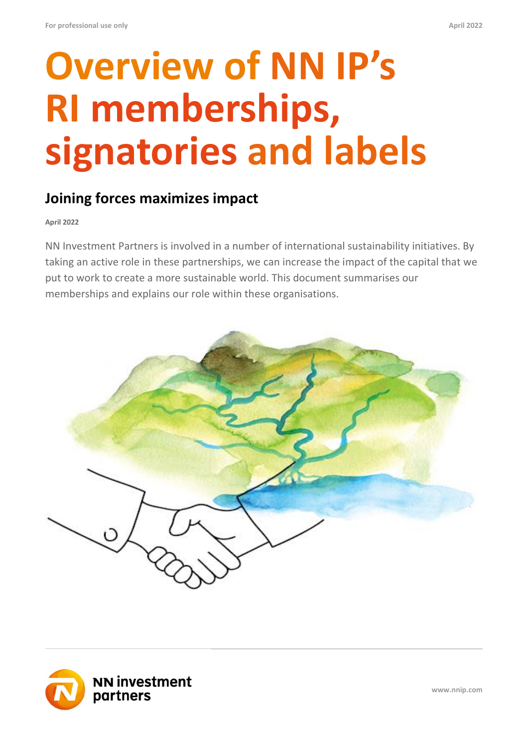For professional use only

# Overview of NN IP's RI memberships, signatories and labels

## Joining forces maximizes impact

**April 2022**

NN Investment Partners is involved in a number of international sustainability initiatives. By taking an active role in these partnerships, we can increase the impact of the capital that we put to work to create a more sustainable world. This document summarises our memberships and explains our role within these organisations.

www.nnip.com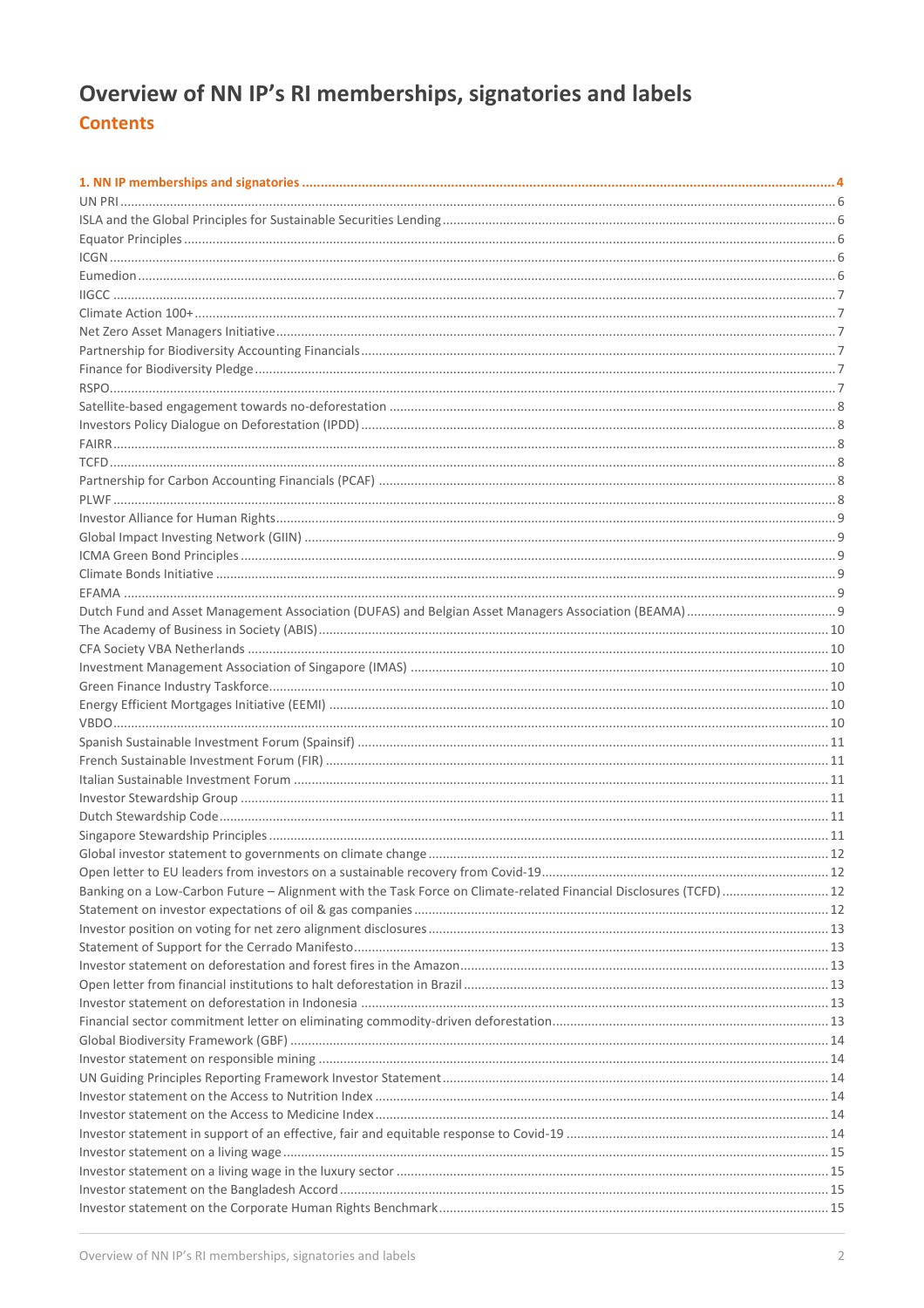# Overview of NN IP's RI memberships, signatories and labels

## Contents

**1. NN IP memberships and signatories** ..... 4

- UN PRI ..... 6
- ISLA and the Global Principles for Sustainable Securities Lending ..... 6
- Equator Principles ..... 6
- ICGN ..... 6
- Eumedion ..... 6
- IIGCC ..... 7
- Climate Action 100+ ..... 7
- Net Zero Asset Managers Initiative ..... 7
- Partnership for Biodiversity Accounting Financials ..... 7
- Finance for Biodiversity Pledge ..... 7
- RSPO ..... 7
- Satellite-based engagement towards no-deforestation ..... 8
- Investors Policy Dialogue on Deforestation (IPDD) ..... 8
- FAIRR ..... 8
- TCFD ..... 8
- Partnership for Carbon Accounting Financials (PCAF) ..... 8
- PLWF ..... 8
- Investor Alliance for Human Rights ..... 9
- Global Impact Investing Network (GIIN) ..... 9
- ICMA Green Bond Principles ..... 9
- Climate Bonds Initiative ..... 9
- EFAMA ..... 9
- Dutch Fund and Asset Management Association (DUFAS) and Belgian Asset Managers Association (BEAMA) ..... 9
- The Academy of Business in Society (ABIS) ..... 10
- CFA Society VBA Netherlands ..... 10
- Investment Management Association of Singapore (IMAS) ..... 10
- Green Finance Industry Taskforce ..... 10
- Energy Efficient Mortgages Initiative (EEMI) ..... 10
- VBDO ..... 10
- Spanish Sustainable Investment Forum (Spainsif) ..... 11
- French Sustainable Investment Forum (FIR) ..... 11
- Italian Sustainable Investment Forum ..... 11
- Investor Stewardship Group ..... 11
- Dutch Stewardship Code ..... 11
- Singapore Stewardship Principles ..... 11
- Global investor statement to governments on climate change ..... 12
- Open letter to EU leaders from investors on a sustainable recovery from Covid-19 ..... 12
- Banking on a Low-Carbon Future – Alignment with the Task Force on Climate-related Financial Disclosures (TCFD) ..... 12
- Statement on investor expectations of oil & gas companies ..... 12
- Investor position on voting for net zero alignment disclosures ..... 13
- Statement of Support for the Cerrado Manifesto ..... 13
- Investor statement on deforestation and forest fires in the Amazon ..... 13
- Open letter from financial institutions to halt deforestation in Brazil ..... 13
- Investor statement on deforestation in Indonesia ..... 13
- Financial sector commitment letter on eliminating commodity-driven deforestation ..... 13
- Global Biodiversity Framework (GBF) ..... 14
- Investor statement on responsible mining ..... 14
- UN Guiding Principles Reporting Framework Investor Statement ..... 14
- Investor statement on the Access to Nutrition Index ..... 14
- Investor statement on the Access to Medicine Index ..... 14
- Investor statement in support of an effective, fair and equitable response to Covid-19 ..... 14
- Investor statement on a living wage ..... 15
- Investor statement on a living wage in the luxury sector ..... 15
- Investor statement on the Bangladesh Accord ..... 15
- Investor statement on the Corporate Human Rights Benchmark ..... 15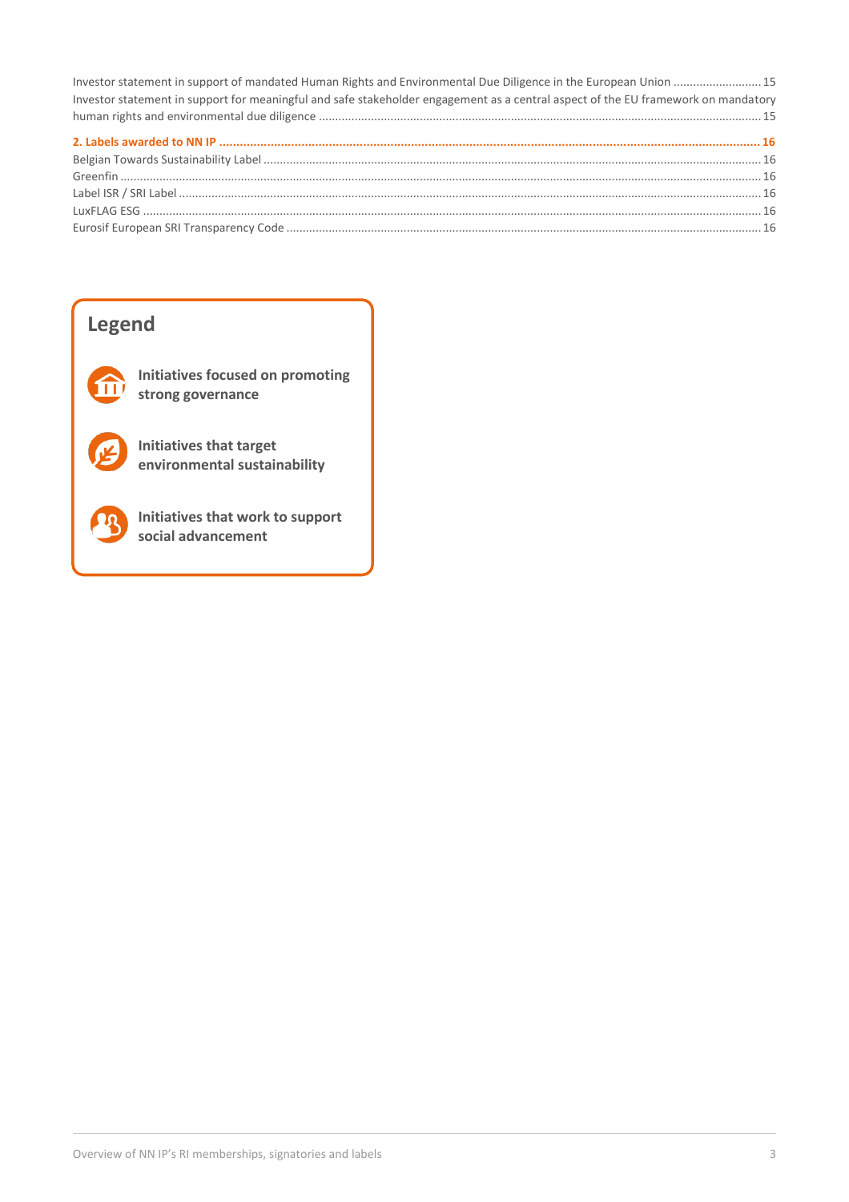Investor statement in support of mandated Human Rights and Environmental Due Diligence in the European Union ........................... 15
Investor statement in support for meaningful and safe stakeholder engagement as a central aspect of the EU framework on mandatory human rights and environmental due diligence ........................................................................................................................................ 15

**2. Labels awarded to NN IP ........................................................................................................................................................ 16**
Belgian Towards Sustainability Label ........................................................................................................................................ 16
Greenfin ...................................................................................................................................................................................... 16
Label ISR / SRI Label .................................................................................................................................................................. 16
LuxFLAG ESG .............................................................................................................................................................................. 16
Eurosif European SRI Transparency Code ................................................................................................................................. 16

## Legend

**Initiatives focused on promoting strong governance**

**Initiatives that target environmental sustainability**

**Initiatives that work to support social advancement**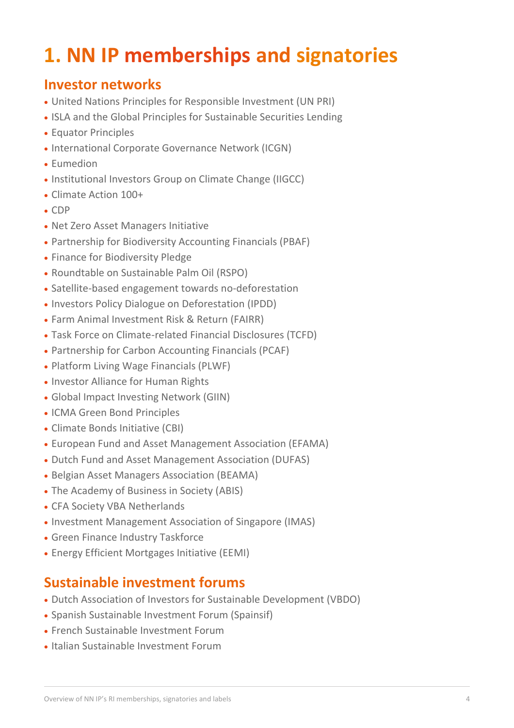# 1. NN IP memberships and signatories

## Investor networks

- United Nations Principles for Responsible Investment (UN PRI)
- ISLA and the Global Principles for Sustainable Securities Lending
- Equator Principles
- International Corporate Governance Network (ICGN)
- Eumedion
- Institutional Investors Group on Climate Change (IIGCC)
- Climate Action 100+
- CDP
- Net Zero Asset Managers Initiative
- Partnership for Biodiversity Accounting Financials (PBAF)
- Finance for Biodiversity Pledge
- Roundtable on Sustainable Palm Oil (RSPO)
- Satellite-based engagement towards no-deforestation
- Investors Policy Dialogue on Deforestation (IPDD)
- Farm Animal Investment Risk & Return (FAIRR)
- Task Force on Climate-related Financial Disclosures (TCFD)
- Partnership for Carbon Accounting Financials (PCAF)
- Platform Living Wage Financials (PLWF)
- Investor Alliance for Human Rights
- Global Impact Investing Network (GIIN)
- ICMA Green Bond Principles
- Climate Bonds Initiative (CBI)
- European Fund and Asset Management Association (EFAMA)
- Dutch Fund and Asset Management Association (DUFAS)
- Belgian Asset Managers Association (BEAMA)
- The Academy of Business in Society (ABIS)
- CFA Society VBA Netherlands
- Investment Management Association of Singapore (IMAS)
- Green Finance Industry Taskforce
- Energy Efficient Mortgages Initiative (EEMI)

## Sustainable investment forums

- Dutch Association of Investors for Sustainable Development (VBDO)
- Spanish Sustainable Investment Forum (Spainsif)
- French Sustainable Investment Forum
- Italian Sustainable Investment Forum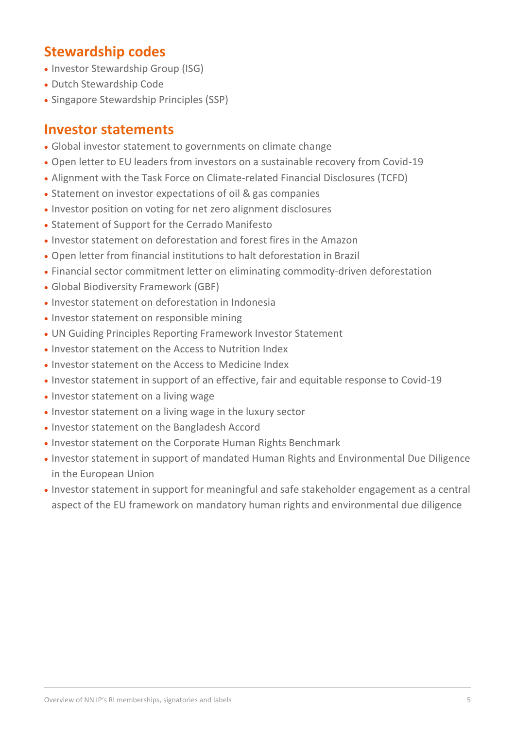## Stewardship codes

- Investor Stewardship Group (ISG)
- Dutch Stewardship Code
- Singapore Stewardship Principles (SSP)

## Investor statements

- Global investor statement to governments on climate change
- Open letter to EU leaders from investors on a sustainable recovery from Covid-19
- Alignment with the Task Force on Climate-related Financial Disclosures (TCFD)
- Statement on investor expectations of oil & gas companies
- Investor position on voting for net zero alignment disclosures
- Statement of Support for the Cerrado Manifesto
- Investor statement on deforestation and forest fires in the Amazon
- Open letter from financial institutions to halt deforestation in Brazil
- Financial sector commitment letter on eliminating commodity-driven deforestation
- Global Biodiversity Framework (GBF)
- Investor statement on deforestation in Indonesia
- Investor statement on responsible mining
- UN Guiding Principles Reporting Framework Investor Statement
- Investor statement on the Access to Nutrition Index
- Investor statement on the Access to Medicine Index
- Investor statement in support of an effective, fair and equitable response to Covid-19
- Investor statement on a living wage
- Investor statement on a living wage in the luxury sector
- Investor statement on the Bangladesh Accord
- Investor statement on the Corporate Human Rights Benchmark
- Investor statement in support of mandated Human Rights and Environmental Due Diligence in the European Union
- Investor statement in support for meaningful and safe stakeholder engagement as a central aspect of the EU framework on mandatory human rights and environmental due diligence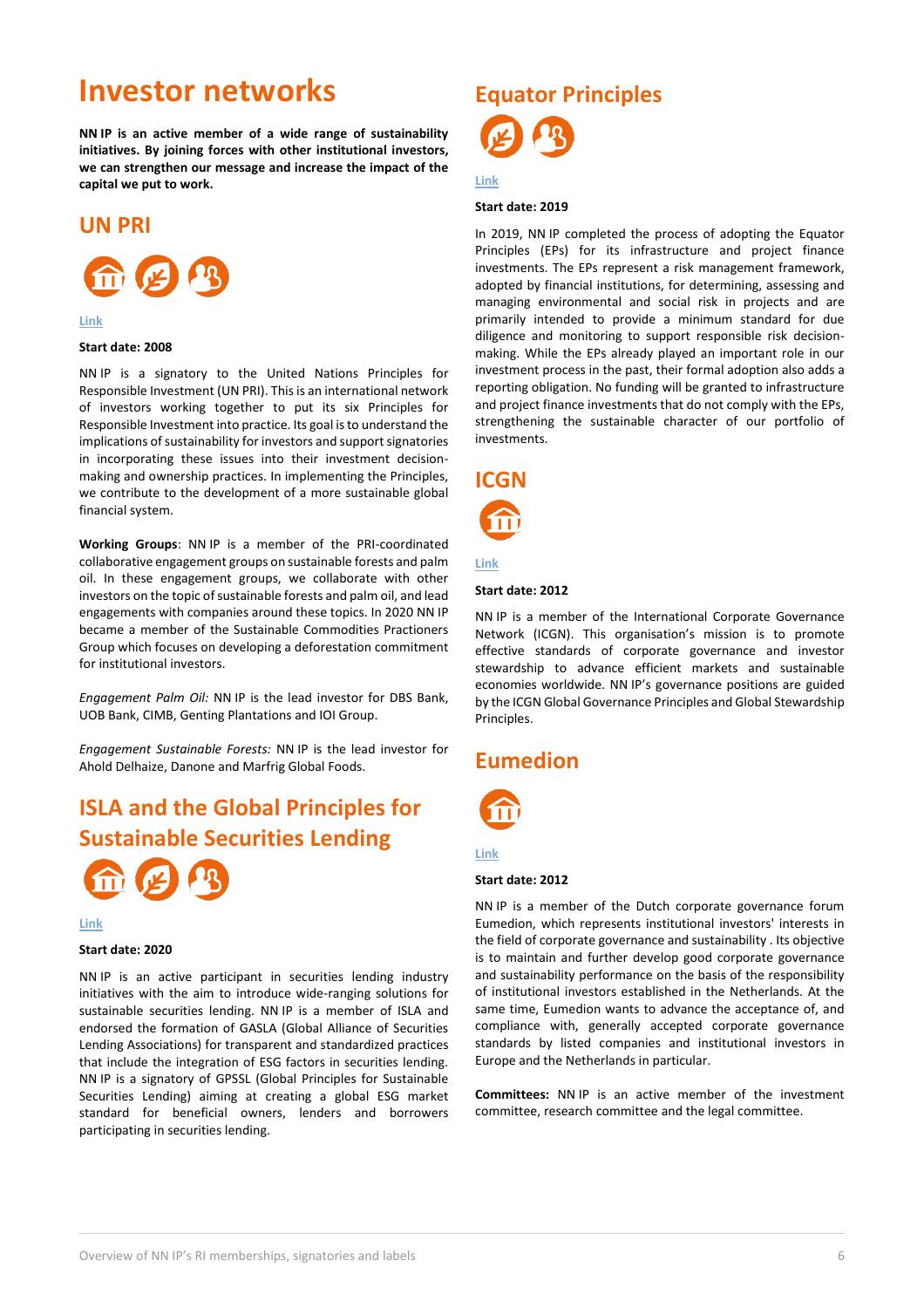# Investor networks

**NN IP is an active member of a wide range of sustainability initiatives. By joining forces with other institutional investors, we can strengthen our message and increase the impact of the capital we put to work.**

## UN PRI

Link

**Start date: 2008**

NN IP is a signatory to the United Nations Principles for Responsible Investment (UN PRI). This is an international network of investors working together to put its six Principles for Responsible Investment into practice. Its goal is to understand the implications of sustainability for investors and support signatories in incorporating these issues into their investment decision-making and ownership practices. In implementing the Principles, we contribute to the development of a more sustainable global financial system.

**Working Groups**: NN IP is a member of the PRI-coordinated collaborative engagement groups on sustainable forests and palm oil. In these engagement groups, we collaborate with other investors on the topic of sustainable forests and palm oil, and lead engagements with companies around these topics. In 2020 NN IP became a member of the Sustainable Commodities Practioners Group which focuses on developing a deforestation commitment for institutional investors.

*Engagement Palm Oil:* NN IP is the lead investor for DBS Bank, UOB Bank, CIMB, Genting Plantations and IOI Group.

*Engagement Sustainable Forests:* NN IP is the lead investor for Ahold Delhaize, Danone and Marfrig Global Foods.

## ISLA and the Global Principles for Sustainable Securities Lending

Link

**Start date: 2020**

NN IP is an active participant in securities lending industry initiatives with the aim to introduce wide-ranging solutions for sustainable securities lending. NN IP is a member of ISLA and endorsed the formation of GASLA (Global Alliance of Securities Lending Associations) for transparent and standardized practices that include the integration of ESG factors in securities lending. NN IP is a signatory of GPSSL (Global Principles for Sustainable Securities Lending) aiming at creating a global ESG market standard for beneficial owners, lenders and borrowers participating in securities lending.

## Equator Principles

Link

**Start date: 2019**

In 2019, NN IP completed the process of adopting the Equator Principles (EPs) for its infrastructure and project finance investments. The EPs represent a risk management framework, adopted by financial institutions, for determining, assessing and managing environmental and social risk in projects and are primarily intended to provide a minimum standard for due diligence and monitoring to support responsible risk decision-making. While the EPs already played an important role in our investment process in the past, their formal adoption also adds a reporting obligation. No funding will be granted to infrastructure and project finance investments that do not comply with the EPs, strengthening the sustainable character of our portfolio of investments.

## ICGN

Link

**Start date: 2012**

NN IP is a member of the International Corporate Governance Network (ICGN). This organisation's mission is to promote effective standards of corporate governance and investor stewardship to advance efficient markets and sustainable economies worldwide. NN IP's governance positions are guided by the ICGN Global Governance Principles and Global Stewardship Principles.

## Eumedion

Link

**Start date: 2012**

NN IP is a member of the Dutch corporate governance forum Eumedion, which represents institutional investors' interests in the field of corporate governance and sustainability . Its objective is to maintain and further develop good corporate governance and sustainability performance on the basis of the responsibility of institutional investors established in the Netherlands. At the same time, Eumedion wants to advance the acceptance of, and compliance with, generally accepted corporate governance standards by listed companies and institutional investors in Europe and the Netherlands in particular.

**Committees:** NN IP is an active member of the investment committee, research committee and the legal committee.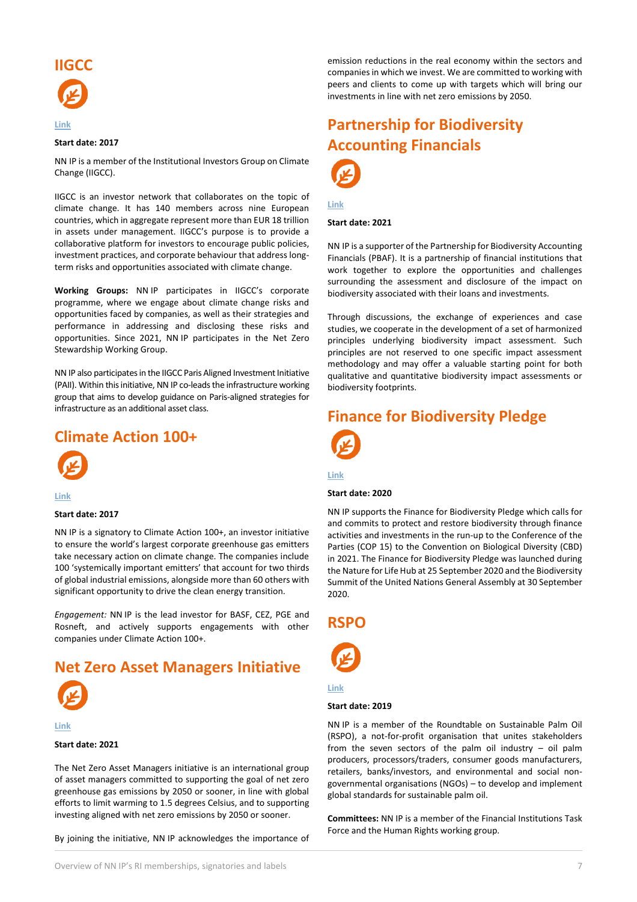## IIGCC

Link

**Start date: 2017**

NN IP is a member of the Institutional Investors Group on Climate Change (IIGCC).

IIGCC is an investor network that collaborates on the topic of climate change. It has 140 members across nine European countries, which in aggregate represent more than EUR 18 trillion in assets under management. IIGCC's purpose is to provide a collaborative platform for investors to encourage public policies, investment practices, and corporate behaviour that address long-term risks and opportunities associated with climate change.

**Working Groups:** NN IP participates in IIGCC's corporate programme, where we engage about climate change risks and opportunities faced by companies, as well as their strategies and performance in addressing and disclosing these risks and opportunities. Since 2021, NN IP participates in the Net Zero Stewardship Working Group.

NN IP also participates in the IIGCC Paris Aligned Investment Initiative (PAII). Within this initiative, NN IP co-leads the infrastructure working group that aims to develop guidance on Paris-aligned strategies for infrastructure as an additional asset class.

## Climate Action 100+

Link

**Start date: 2017**

NN IP is a signatory to Climate Action 100+, an investor initiative to ensure the world's largest corporate greenhouse gas emitters take necessary action on climate change. The companies include 100 'systemically important emitters' that account for two thirds of global industrial emissions, alongside more than 60 others with significant opportunity to drive the clean energy transition.

*Engagement:* NN IP is the lead investor for BASF, CEZ, PGE and Rosneft, and actively supports engagements with other companies under Climate Action 100+.

## Net Zero Asset Managers Initiative

Link

**Start date: 2021**

The Net Zero Asset Managers initiative is an international group of asset managers committed to supporting the goal of net zero greenhouse gas emissions by 2050 or sooner, in line with global efforts to limit warming to 1.5 degrees Celsius, and to supporting investing aligned with net zero emissions by 2050 or sooner.

By joining the initiative, NN IP acknowledges the importance of emission reductions in the real economy within the sectors and companies in which we invest. We are committed to working with peers and clients to come up with targets which will bring our investments in line with net zero emissions by 2050.

## Partnership for Biodiversity Accounting Financials

Link

**Start date: 2021**

NN IP is a supporter of the Partnership for Biodiversity Accounting Financials (PBAF). It is a partnership of financial institutions that work together to explore the opportunities and challenges surrounding the assessment and disclosure of the impact on biodiversity associated with their loans and investments.

Through discussions, the exchange of experiences and case studies, we cooperate in the development of a set of harmonized principles underlying biodiversity impact assessment. Such principles are not reserved to one specific impact assessment methodology and may offer a valuable starting point for both qualitative and quantitative biodiversity impact assessments or biodiversity footprints.

## Finance for Biodiversity Pledge

Link

**Start date: 2020**

NN IP supports the Finance for Biodiversity Pledge which calls for and commits to protect and restore biodiversity through finance activities and investments in the run-up to the Conference of the Parties (COP 15) to the Convention on Biological Diversity (CBD) in 2021. The Finance for Biodiversity Pledge was launched during the Nature for Life Hub at 25 September 2020 and the Biodiversity Summit of the United Nations General Assembly at 30 September 2020.

## RSPO

Link

**Start date: 2019**

NN IP is a member of the Roundtable on Sustainable Palm Oil (RSPO), a not-for-profit organisation that unites stakeholders from the seven sectors of the palm oil industry – oil palm producers, processors/traders, consumer goods manufacturers, retailers, banks/investors, and environmental and social non-governmental organisations (NGOs) – to develop and implement global standards for sustainable palm oil.

**Committees:** NN IP is a member of the Financial Institutions Task Force and the Human Rights working group.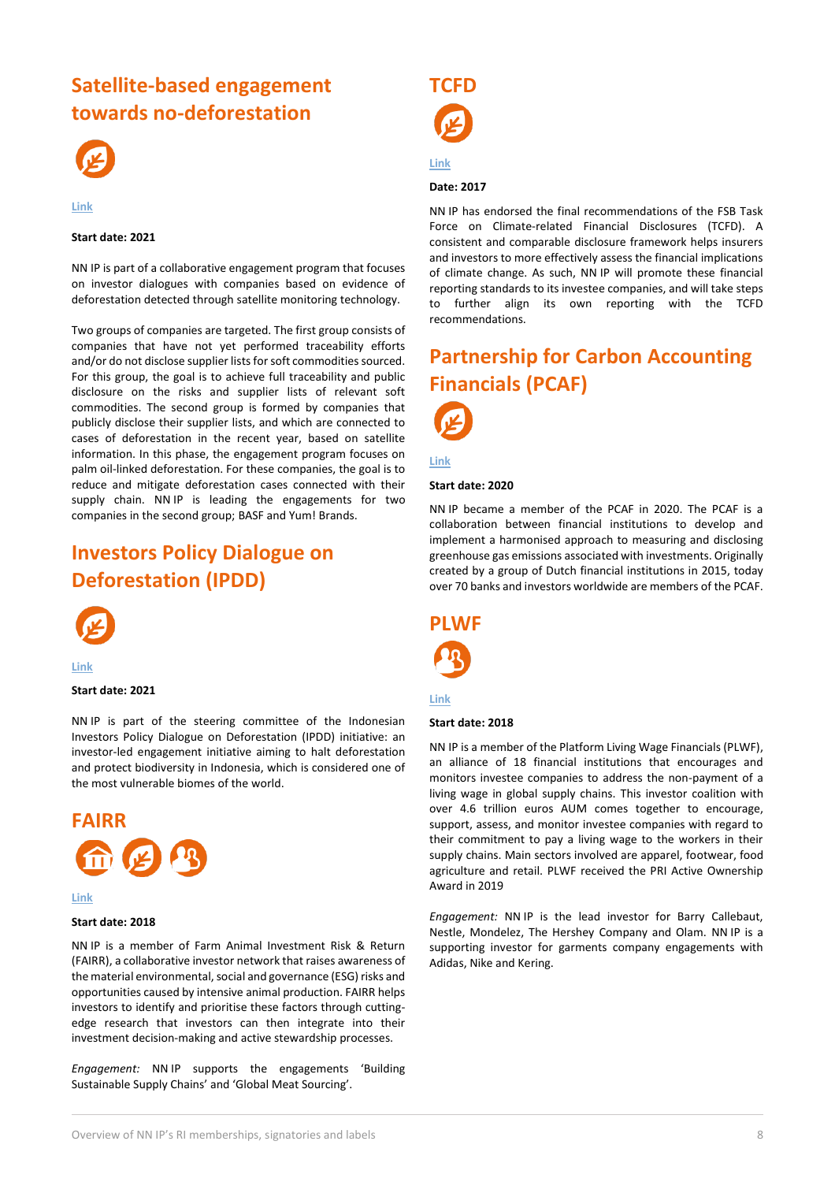## Satellite-based engagement towards no-deforestation

Link

**Start date: 2021**

NN IP is part of a collaborative engagement program that focuses on investor dialogues with companies based on evidence of deforestation detected through satellite monitoring technology.

Two groups of companies are targeted. The first group consists of companies that have not yet performed traceability efforts and/or do not disclose supplier lists for soft commodities sourced. For this group, the goal is to achieve full traceability and public disclosure on the risks and supplier lists of relevant soft commodities. The second group is formed by companies that publicly disclose their supplier lists, and which are connected to cases of deforestation in the recent year, based on satellite information. In this phase, the engagement program focuses on palm oil-linked deforestation. For these companies, the goal is to reduce and mitigate deforestation cases connected with their supply chain. NN IP is leading the engagements for two companies in the second group; BASF and Yum! Brands.

## Investors Policy Dialogue on Deforestation (IPDD)

Link

**Start date: 2021**

NN IP is part of the steering committee of the Indonesian Investors Policy Dialogue on Deforestation (IPDD) initiative: an investor-led engagement initiative aiming to halt deforestation and protect biodiversity in Indonesia, which is considered one of the most vulnerable biomes of the world.

## FAIRR

Link

**Start date: 2018**

NN IP is a member of Farm Animal Investment Risk & Return (FAIRR), a collaborative investor network that raises awareness of the material environmental, social and governance (ESG) risks and opportunities caused by intensive animal production. FAIRR helps investors to identify and prioritise these factors through cutting-edge research that investors can then integrate into their investment decision-making and active stewardship processes.

*Engagement:* NN IP supports the engagements 'Building Sustainable Supply Chains' and 'Global Meat Sourcing'.

## TCFD

Link

**Date: 2017**

NN IP has endorsed the final recommendations of the FSB Task Force on Climate-related Financial Disclosures (TCFD). A consistent and comparable disclosure framework helps insurers and investors to more effectively assess the financial implications of climate change. As such, NN IP will promote these financial reporting standards to its investee companies, and will take steps to further align its own reporting with the TCFD recommendations.

## Partnership for Carbon Accounting Financials (PCAF)

Link

**Start date: 2020**

NN IP became a member of the PCAF in 2020. The PCAF is a collaboration between financial institutions to develop and implement a harmonised approach to measuring and disclosing greenhouse gas emissions associated with investments. Originally created by a group of Dutch financial institutions in 2015, today over 70 banks and investors worldwide are members of the PCAF.

## PLWF

Link

**Start date: 2018**

NN IP is a member of the Platform Living Wage Financials (PLWF), an alliance of 18 financial institutions that encourages and monitors investee companies to address the non-payment of a living wage in global supply chains. This investor coalition with over 4.6 trillion euros AUM comes together to encourage, support, assess, and monitor investee companies with regard to their commitment to pay a living wage to the workers in their supply chains. Main sectors involved are apparel, footwear, food agriculture and retail. PLWF received the PRI Active Ownership Award in 2019

*Engagement:* NN IP is the lead investor for Barry Callebaut, Nestle, Mondelez, The Hershey Company and Olam. NN IP is a supporting investor for garments company engagements with Adidas, Nike and Kering.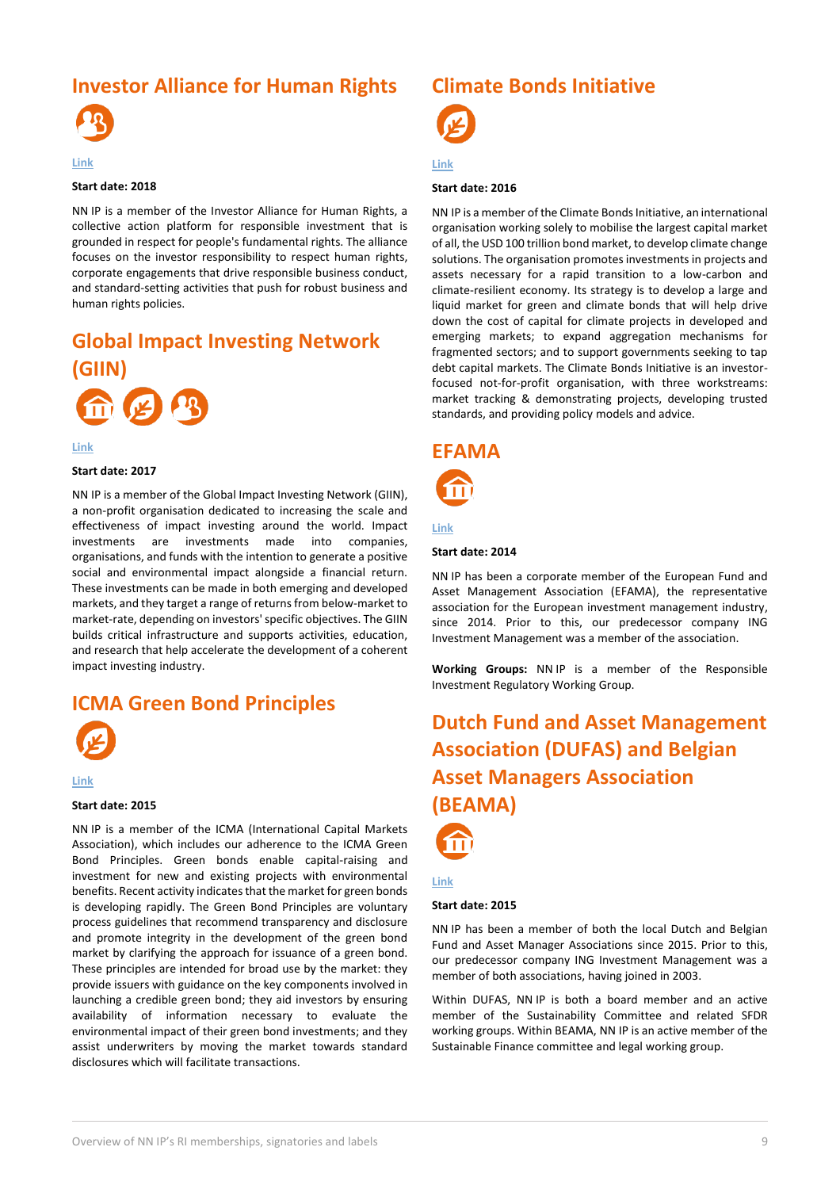## Investor Alliance for Human Rights

Link

**Start date: 2018**

NN IP is a member of the Investor Alliance for Human Rights, a collective action platform for responsible investment that is grounded in respect for people's fundamental rights. The alliance focuses on the investor responsibility to respect human rights, corporate engagements that drive responsible business conduct, and standard-setting activities that push for robust business and human rights policies.

## Global Impact Investing Network (GIIN)

Link

**Start date: 2017**

NN IP is a member of the Global Impact Investing Network (GIIN), a non-profit organisation dedicated to increasing the scale and effectiveness of impact investing around the world. Impact investments are investments made into companies, organisations, and funds with the intention to generate a positive social and environmental impact alongside a financial return. These investments can be made in both emerging and developed markets, and they target a range of returns from below-market to market-rate, depending on investors' specific objectives. The GIIN builds critical infrastructure and supports activities, education, and research that help accelerate the development of a coherent impact investing industry.

## ICMA Green Bond Principles

Link

**Start date: 2015**

NN IP is a member of the ICMA (International Capital Markets Association), which includes our adherence to the ICMA Green Bond Principles. Green bonds enable capital-raising and investment for new and existing projects with environmental benefits. Recent activity indicates that the market for green bonds is developing rapidly. The Green Bond Principles are voluntary process guidelines that recommend transparency and disclosure and promote integrity in the development of the green bond market by clarifying the approach for issuance of a green bond. These principles are intended for broad use by the market: they provide issuers with guidance on the key components involved in launching a credible green bond; they aid investors by ensuring availability of information necessary to evaluate the environmental impact of their green bond investments; and they assist underwriters by moving the market towards standard disclosures which will facilitate transactions.

## Climate Bonds Initiative

Link

**Start date: 2016**

NN IP is a member of the Climate Bonds Initiative, an international organisation working solely to mobilise the largest capital market of all, the USD 100 trillion bond market, to develop climate change solutions. The organisation promotes investments in projects and assets necessary for a rapid transition to a low-carbon and climate-resilient economy. Its strategy is to develop a large and liquid market for green and climate bonds that will help drive down the cost of capital for climate projects in developed and emerging markets; to expand aggregation mechanisms for fragmented sectors; and to support governments seeking to tap debt capital markets. The Climate Bonds Initiative is an investor-focused not-for-profit organisation, with three workstreams: market tracking & demonstrating projects, developing trusted standards, and providing policy models and advice.

## EFAMA

Link

**Start date: 2014**

NN IP has been a corporate member of the European Fund and Asset Management Association (EFAMA), the representative association for the European investment management industry, since 2014. Prior to this, our predecessor company ING Investment Management was a member of the association.

**Working Groups:** NN IP is a member of the Responsible Investment Regulatory Working Group.

## Dutch Fund and Asset Management Association (DUFAS) and Belgian Asset Managers Association (BEAMA)

Link

**Start date: 2015**

NN IP has been a member of both the local Dutch and Belgian Fund and Asset Manager Associations since 2015. Prior to this, our predecessor company ING Investment Management was a member of both associations, having joined in 2003.

Within DUFAS, NN IP is both a board member and an active member of the Sustainability Committee and related SFDR working groups. Within BEAMA, NN IP is an active member of the Sustainable Finance committee and legal working group.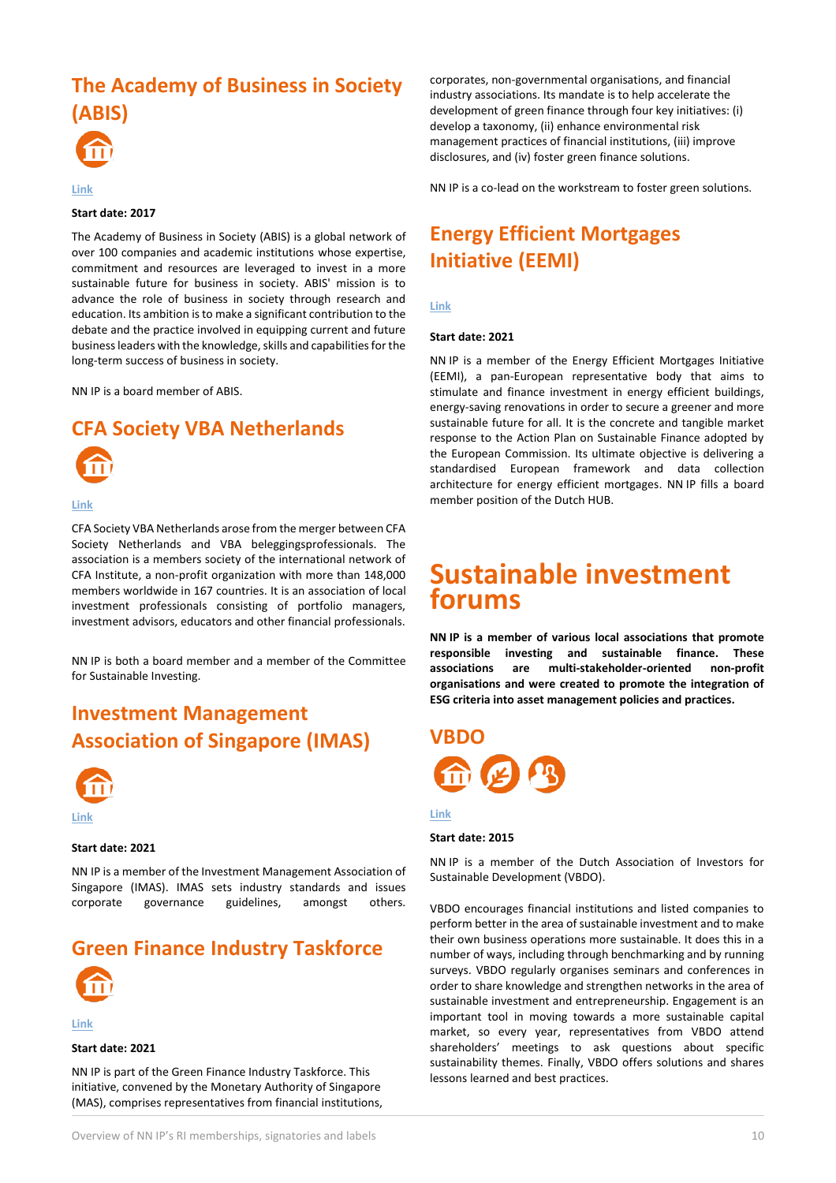## The Academy of Business in Society (ABIS)

Link

**Start date: 2017**

The Academy of Business in Society (ABIS) is a global network of over 100 companies and academic institutions whose expertise, commitment and resources are leveraged to invest in a more sustainable future for business in society. ABIS' mission is to advance the role of business in society through research and education. Its ambition is to make a significant contribution to the debate and the practice involved in equipping current and future business leaders with the knowledge, skills and capabilities for the long-term success of business in society.

NN IP is a board member of ABIS.

## CFA Society VBA Netherlands

Link

CFA Society VBA Netherlands arose from the merger between CFA Society Netherlands and VBA beleggingsprofessionals. The association is a members society of the international network of CFA Institute, a non-profit organization with more than 148,000 members worldwide in 167 countries. It is an association of local investment professionals consisting of portfolio managers, investment advisors, educators and other financial professionals.

NN IP is both a board member and a member of the Committee for Sustainable Investing.

## Investment Management Association of Singapore (IMAS)

Link

**Start date: 2021**

NN IP is a member of the Investment Management Association of Singapore (IMAS). IMAS sets industry standards and issues corporate governance guidelines, amongst others.

## Green Finance Industry Taskforce

Link

**Start date: 2021**

NN IP is part of the Green Finance Industry Taskforce. This initiative, convened by the Monetary Authority of Singapore (MAS), comprises representatives from financial institutions, corporates, non-governmental organisations, and financial industry associations. Its mandate is to help accelerate the development of green finance through four key initiatives: (i) develop a taxonomy, (ii) enhance environmental risk management practices of financial institutions, (iii) improve disclosures, and (iv) foster green finance solutions.

NN IP is a co-lead on the workstream to foster green solutions.

## Energy Efficient Mortgages Initiative (EEMI)

Link

**Start date: 2021**

NN IP is a member of the Energy Efficient Mortgages Initiative (EEMI), a pan-European representative body that aims to stimulate and finance investment in energy efficient buildings, energy-saving renovations in order to secure a greener and more sustainable future for all. It is the concrete and tangible market response to the Action Plan on Sustainable Finance adopted by the European Commission. Its ultimate objective is delivering a standardised European framework and data collection architecture for energy efficient mortgages. NN IP fills a board member position of the Dutch HUB.

# Sustainable investment forums

**NN IP is a member of various local associations that promote responsible investing and sustainable finance. These associations are multi-stakeholder-oriented non-profit organisations and were created to promote the integration of ESG criteria into asset management policies and practices.**

## VBDO

Link

**Start date: 2015**

NN IP is a member of the Dutch Association of Investors for Sustainable Development (VBDO).

VBDO encourages financial institutions and listed companies to perform better in the area of sustainable investment and to make their own business operations more sustainable. It does this in a number of ways, including through benchmarking and by running surveys. VBDO regularly organises seminars and conferences in order to share knowledge and strengthen networks in the area of sustainable investment and entrepreneurship. Engagement is an important tool in moving towards a more sustainable capital market, so every year, representatives from VBDO attend shareholders' meetings to ask questions about specific sustainability themes. Finally, VBDO offers solutions and shares lessons learned and best practices.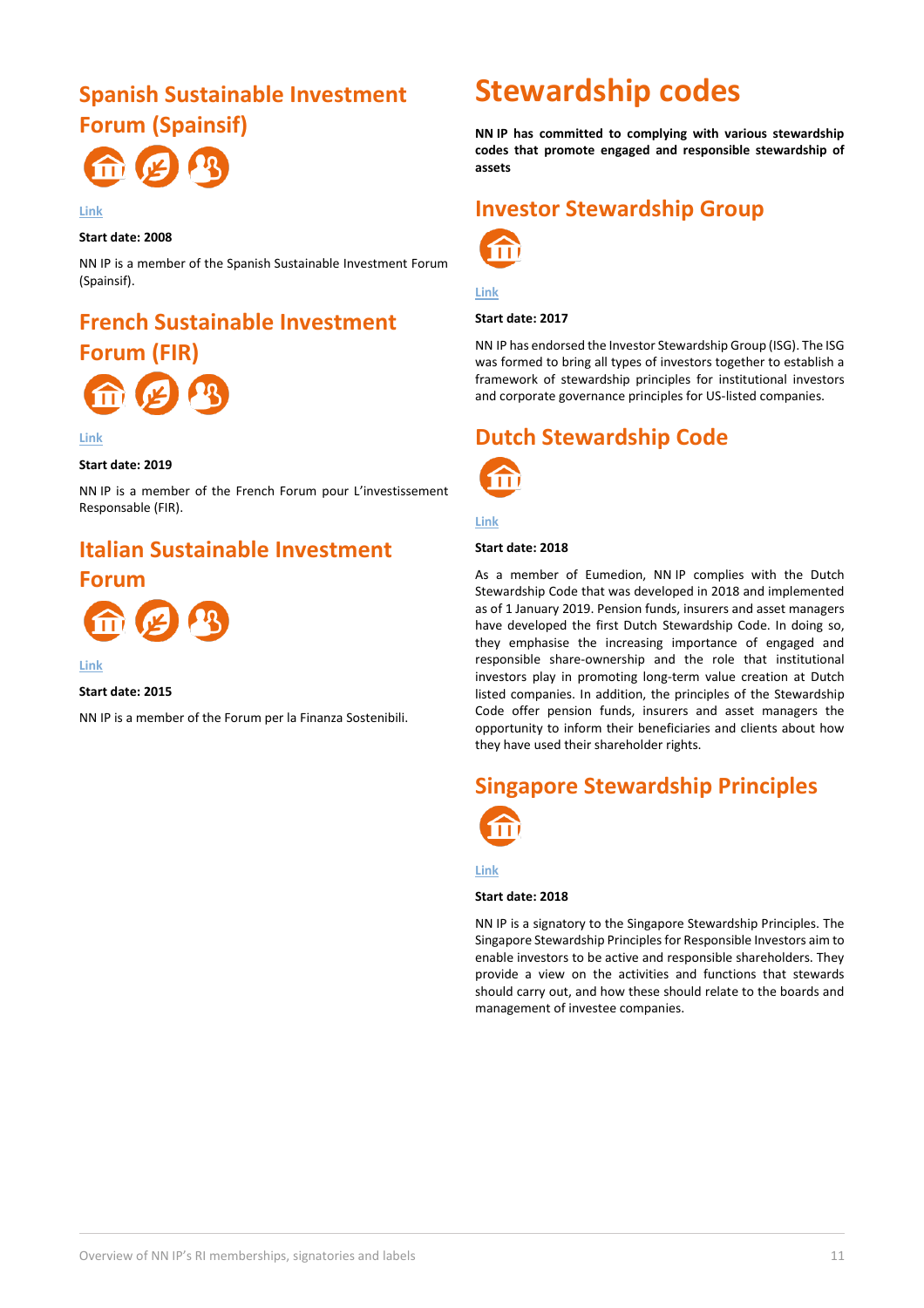## Spanish Sustainable Investment Forum (Spainsif)

Link

**Start date: 2008**

NN IP is a member of the Spanish Sustainable Investment Forum (Spainsif).

## French Sustainable Investment Forum (FIR)

Link

**Start date: 2019**

NN IP is a member of the French Forum pour L'investissement Responsable (FIR).

## Italian Sustainable Investment Forum

Link

**Start date: 2015**

NN IP is a member of the Forum per la Finanza Sostenibili.

# Stewardship codes

**NN IP has committed to complying with various stewardship codes that promote engaged and responsible stewardship of assets**

## Investor Stewardship Group

Link

**Start date: 2017**

NN IP has endorsed the Investor Stewardship Group (ISG). The ISG was formed to bring all types of investors together to establish a framework of stewardship principles for institutional investors and corporate governance principles for US-listed companies.

## Dutch Stewardship Code

Link

**Start date: 2018**

As a member of Eumedion, NN IP complies with the Dutch Stewardship Code that was developed in 2018 and implemented as of 1 January 2019. Pension funds, insurers and asset managers have developed the first Dutch Stewardship Code. In doing so, they emphasise the increasing importance of engaged and responsible share-ownership and the role that institutional investors play in promoting long-term value creation at Dutch listed companies. In addition, the principles of the Stewardship Code offer pension funds, insurers and asset managers the opportunity to inform their beneficiaries and clients about how they have used their shareholder rights.

## Singapore Stewardship Principles

Link

**Start date: 2018**

NN IP is a signatory to the Singapore Stewardship Principles. The Singapore Stewardship Principles for Responsible Investors aim to enable investors to be active and responsible shareholders. They provide a view on the activities and functions that stewards should carry out, and how these should relate to the boards and management of investee companies.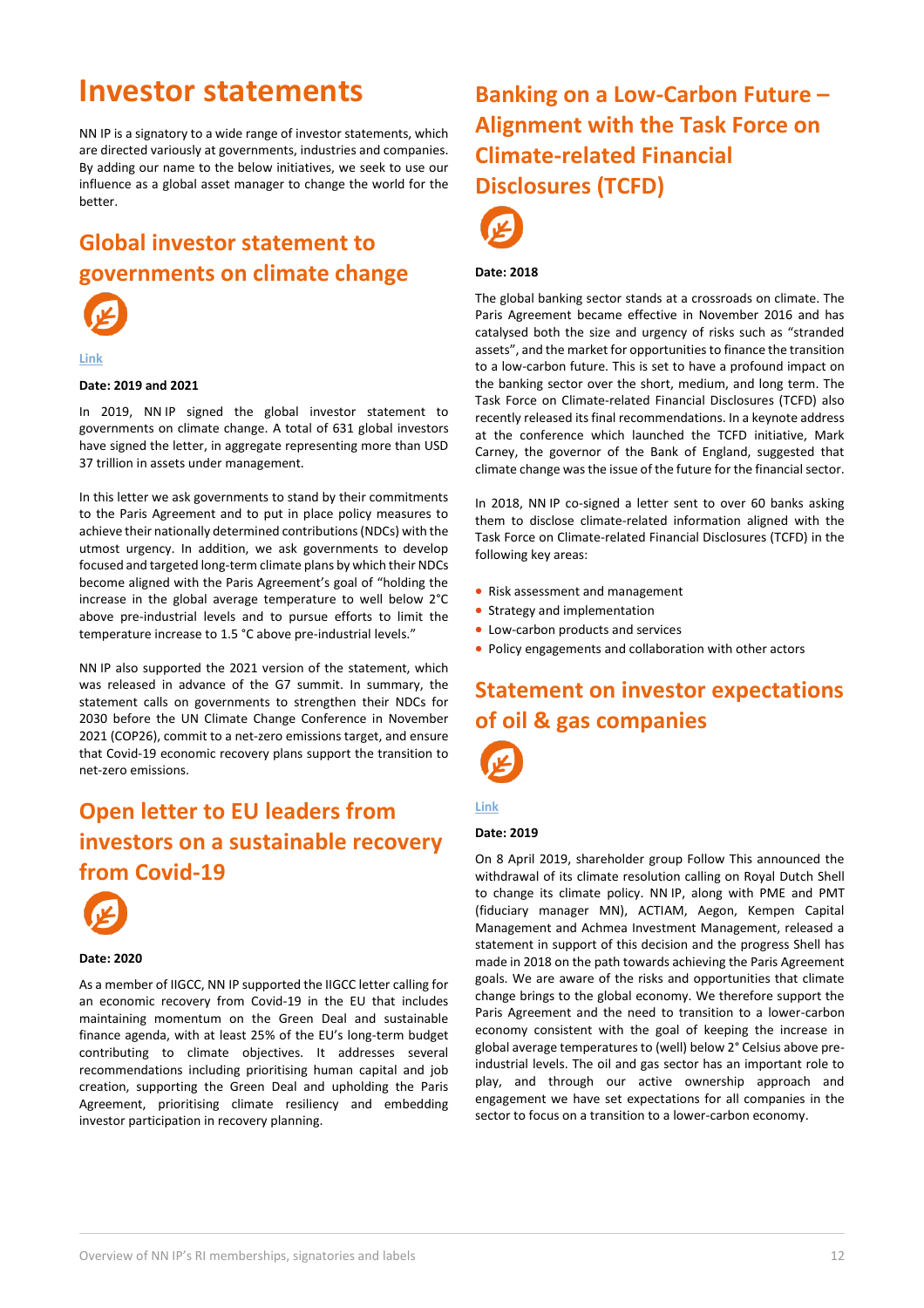# Investor statements

NN IP is a signatory to a wide range of investor statements, which are directed variously at governments, industries and companies. By adding our name to the below initiatives, we seek to use our influence as a global asset manager to change the world for the better.

## Global investor statement to governments on climate change

Link

**Date: 2019 and 2021**

In 2019, NN IP signed the global investor statement to governments on climate change. A total of 631 global investors have signed the letter, in aggregate representing more than USD 37 trillion in assets under management.

In this letter we ask governments to stand by their commitments to the Paris Agreement and to put in place policy measures to achieve their nationally determined contributions (NDCs) with the utmost urgency. In addition, we ask governments to develop focused and targeted long-term climate plans by which their NDCs become aligned with the Paris Agreement's goal of "holding the increase in the global average temperature to well below 2°C above pre-industrial levels and to pursue efforts to limit the temperature increase to 1.5 °C above pre-industrial levels."

NN IP also supported the 2021 version of the statement, which was released in advance of the G7 summit. In summary, the statement calls on governments to strengthen their NDCs for 2030 before the UN Climate Change Conference in November 2021 (COP26), commit to a net-zero emissions target, and ensure that Covid-19 economic recovery plans support the transition to net-zero emissions.

## Open letter to EU leaders from investors on a sustainable recovery from Covid-19

**Date: 2020**

As a member of IIGCC, NN IP supported the IIGCC letter calling for an economic recovery from Covid-19 in the EU that includes maintaining momentum on the Green Deal and sustainable finance agenda, with at least 25% of the EU's long-term budget contributing to climate objectives. It addresses several recommendations including prioritising human capital and job creation, supporting the Green Deal and upholding the Paris Agreement, prioritising climate resiliency and embedding investor participation in recovery planning.

## Banking on a Low-Carbon Future – Alignment with the Task Force on Climate-related Financial Disclosures (TCFD)

**Date: 2018**

The global banking sector stands at a crossroads on climate. The Paris Agreement became effective in November 2016 and has catalysed both the size and urgency of risks such as "stranded assets", and the market for opportunities to finance the transition to a low-carbon future. This is set to have a profound impact on the banking sector over the short, medium, and long term. The Task Force on Climate-related Financial Disclosures (TCFD) also recently released its final recommendations. In a keynote address at the conference which launched the TCFD initiative, Mark Carney, the governor of the Bank of England, suggested that climate change was the issue of the future for the financial sector.

In 2018, NN IP co-signed a letter sent to over 60 banks asking them to disclose climate-related information aligned with the Task Force on Climate-related Financial Disclosures (TCFD) in the following key areas:

- Risk assessment and management
- Strategy and implementation
- Low-carbon products and services
- Policy engagements and collaboration with other actors

## Statement on investor expectations of oil & gas companies

Link

**Date: 2019**

On 8 April 2019, shareholder group Follow This announced the withdrawal of its climate resolution calling on Royal Dutch Shell to change its climate policy. NN IP, along with PME and PMT (fiduciary manager MN), ACTIAM, Aegon, Kempen Capital Management and Achmea Investment Management, released a statement in support of this decision and the progress Shell has made in 2018 on the path towards achieving the Paris Agreement goals. We are aware of the risks and opportunities that climate change brings to the global economy. We therefore support the Paris Agreement and the need to transition to a lower-carbon economy consistent with the goal of keeping the increase in global average temperatures to (well) below 2° Celsius above pre-industrial levels. The oil and gas sector has an important role to play, and through our active ownership approach and engagement we have set expectations for all companies in the sector to focus on a transition to a lower-carbon economy.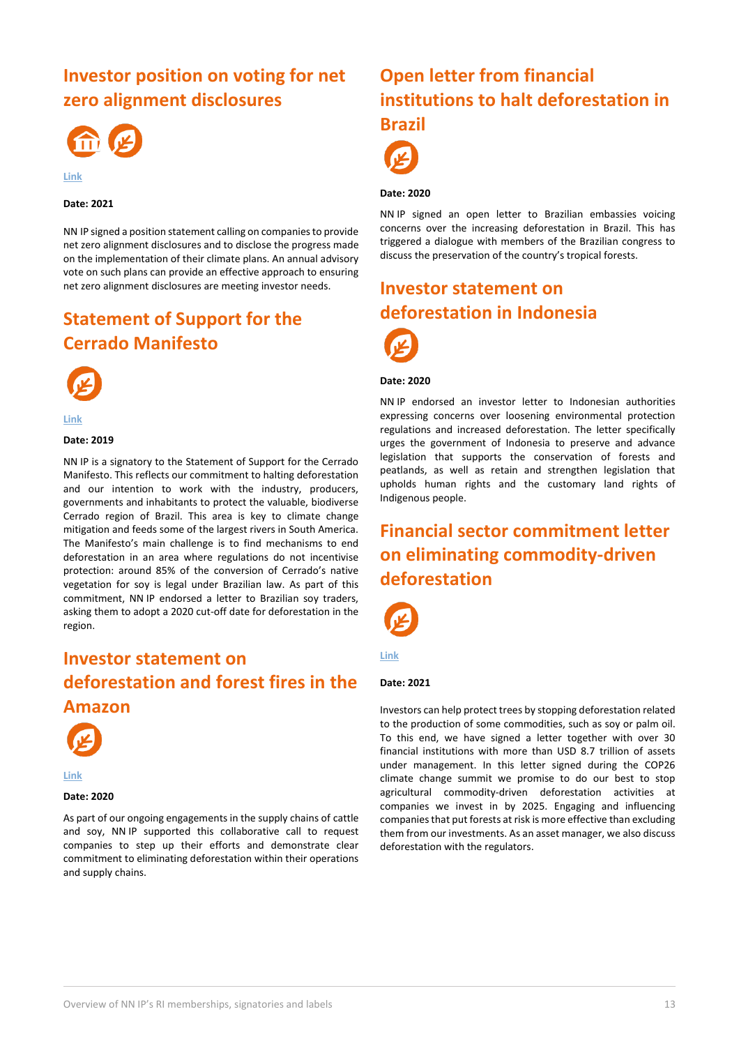## Investor position on voting for net zero alignment disclosures

Link

**Date: 2021**

NN IP signed a position statement calling on companies to provide net zero alignment disclosures and to disclose the progress made on the implementation of their climate plans. An annual advisory vote on such plans can provide an effective approach to ensuring net zero alignment disclosures are meeting investor needs.

## Statement of Support for the Cerrado Manifesto

Link

**Date: 2019**

NN IP is a signatory to the Statement of Support for the Cerrado Manifesto. This reflects our commitment to halting deforestation and our intention to work with the industry, producers, governments and inhabitants to protect the valuable, biodiverse Cerrado region of Brazil. This area is key to climate change mitigation and feeds some of the largest rivers in South America. The Manifesto's main challenge is to find mechanisms to end deforestation in an area where regulations do not incentivise protection: around 85% of the conversion of Cerrado's native vegetation for soy is legal under Brazilian law. As part of this commitment, NN IP endorsed a letter to Brazilian soy traders, asking them to adopt a 2020 cut-off date for deforestation in the region.

## Investor statement on deforestation and forest fires in the Amazon

Link

**Date: 2020**

As part of our ongoing engagements in the supply chains of cattle and soy, NN IP supported this collaborative call to request companies to step up their efforts and demonstrate clear commitment to eliminating deforestation within their operations and supply chains.

## Open letter from financial institutions to halt deforestation in Brazil

**Date: 2020**

NN IP signed an open letter to Brazilian embassies voicing concerns over the increasing deforestation in Brazil. This has triggered a dialogue with members of the Brazilian congress to discuss the preservation of the country's tropical forests.

## Investor statement on deforestation in Indonesia

**Date: 2020**

NN IP endorsed an investor letter to Indonesian authorities expressing concerns over loosening environmental protection regulations and increased deforestation. The letter specifically urges the government of Indonesia to preserve and advance legislation that supports the conservation of forests and peatlands, as well as retain and strengthen legislation that upholds human rights and the customary land rights of Indigenous people.

## Financial sector commitment letter on eliminating commodity-driven deforestation

Link

**Date: 2021**

Investors can help protect trees by stopping deforestation related to the production of some commodities, such as soy or palm oil. To this end, we have signed a letter together with over 30 financial institutions with more than USD 8.7 trillion of assets under management. In this letter signed during the COP26 climate change summit we promise to do our best to stop agricultural commodity-driven deforestation activities at companies we invest in by 2025. Engaging and influencing companies that put forests at risk is more effective than excluding them from our investments. As an asset manager, we also discuss deforestation with the regulators.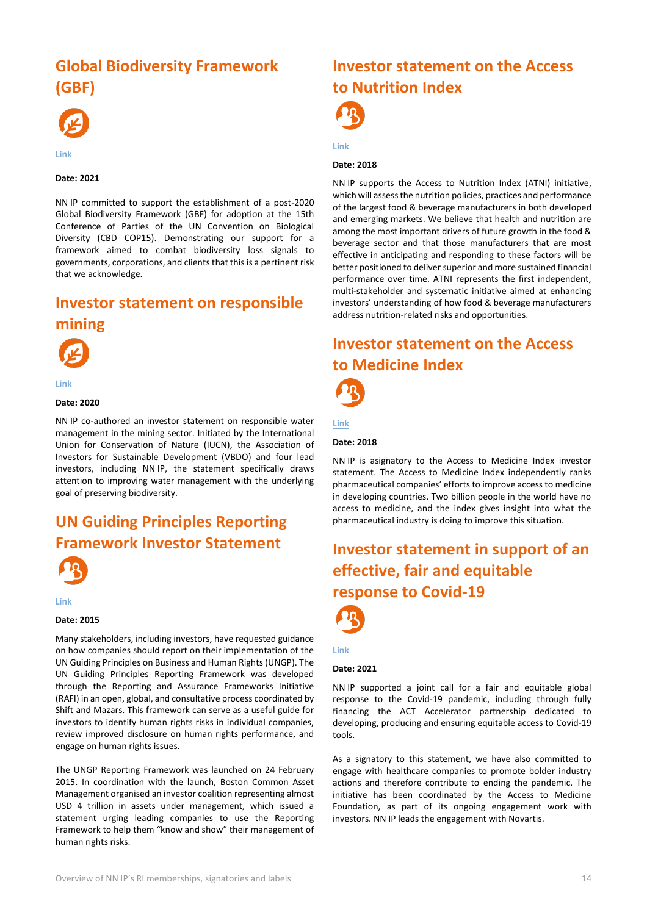## Global Biodiversity Framework (GBF)

Link

**Date: 2021**

NN IP committed to support the establishment of a post-2020 Global Biodiversity Framework (GBF) for adoption at the 15th Conference of Parties of the UN Convention on Biological Diversity (CBD COP15). Demonstrating our support for a framework aimed to combat biodiversity loss signals to governments, corporations, and clients that this is a pertinent risk that we acknowledge.

## Investor statement on responsible mining

Link

**Date: 2020**

NN IP co-authored an investor statement on responsible water management in the mining sector. Initiated by the International Union for Conservation of Nature (IUCN), the Association of Investors for Sustainable Development (VBDO) and four lead investors, including NN IP, the statement specifically draws attention to improving water management with the underlying goal of preserving biodiversity.

## UN Guiding Principles Reporting Framework Investor Statement

Link

**Date: 2015**

Many stakeholders, including investors, have requested guidance on how companies should report on their implementation of the UN Guiding Principles on Business and Human Rights (UNGP). The UN Guiding Principles Reporting Framework was developed through the Reporting and Assurance Frameworks Initiative (RAFI) in an open, global, and consultative process coordinated by Shift and Mazars. This framework can serve as a useful guide for investors to identify human rights risks in individual companies, review improved disclosure on human rights performance, and engage on human rights issues.

The UNGP Reporting Framework was launched on 24 February 2015. In coordination with the launch, Boston Common Asset Management organised an investor coalition representing almost USD 4 trillion in assets under management, which issued a statement urging leading companies to use the Reporting Framework to help them "know and show" their management of human rights risks.

## Investor statement on the Access to Nutrition Index

Link

**Date: 2018**

NN IP supports the Access to Nutrition Index (ATNI) initiative, which will assess the nutrition policies, practices and performance of the largest food & beverage manufacturers in both developed and emerging markets. We believe that health and nutrition are among the most important drivers of future growth in the food & beverage sector and that those manufacturers that are most effective in anticipating and responding to these factors will be better positioned to deliver superior and more sustained financial performance over time. ATNI represents the first independent, multi-stakeholder and systematic initiative aimed at enhancing investors' understanding of how food & beverage manufacturers address nutrition-related risks and opportunities.

## Investor statement on the Access to Medicine Index

Link

**Date: 2018**

NN IP is asignatory to the Access to Medicine Index investor statement. The Access to Medicine Index independently ranks pharmaceutical companies' efforts to improve access to medicine in developing countries. Two billion people in the world have no access to medicine, and the index gives insight into what the pharmaceutical industry is doing to improve this situation.

## Investor statement in support of an effective, fair and equitable response to Covid-19

Link

**Date: 2021**

NN IP supported a joint call for a fair and equitable global response to the Covid-19 pandemic, including through fully financing the ACT Accelerator partnership dedicated to developing, producing and ensuring equitable access to Covid-19 tools.

As a signatory to this statement, we have also committed to engage with healthcare companies to promote bolder industry actions and therefore contribute to ending the pandemic. The initiative has been coordinated by the Access to Medicine Foundation, as part of its ongoing engagement work with investors. NN IP leads the engagement with Novartis.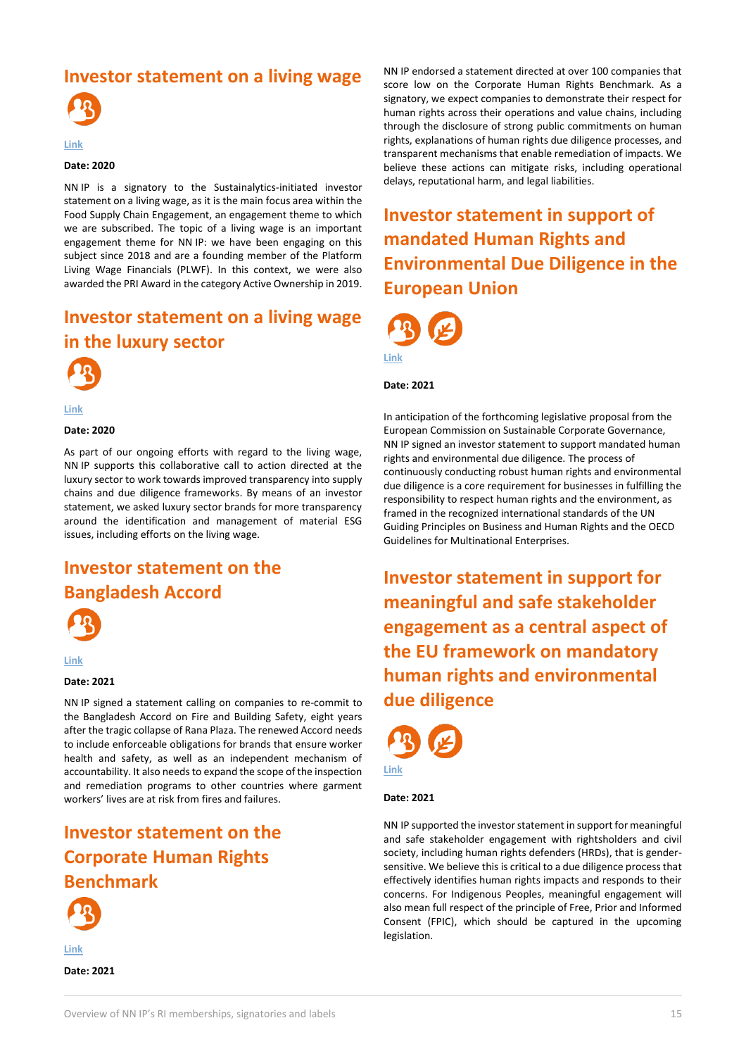## Investor statement on a living wage

Link

**Date: 2020**

NN IP is a signatory to the Sustainalytics-initiated investor statement on a living wage, as it is the main focus area within the Food Supply Chain Engagement, an engagement theme to which we are subscribed. The topic of a living wage is an important engagement theme for NN IP: we have been engaging on this subject since 2018 and are a founding member of the Platform Living Wage Financials (PLWF). In this context, we were also awarded the PRI Award in the category Active Ownership in 2019.

## Investor statement on a living wage in the luxury sector

Link

**Date: 2020**

As part of our ongoing efforts with regard to the living wage, NN IP supports this collaborative call to action directed at the luxury sector to work towards improved transparency into supply chains and due diligence frameworks. By means of an investor statement, we asked luxury sector brands for more transparency around the identification and management of material ESG issues, including efforts on the living wage.

## Investor statement on the Bangladesh Accord

Link

**Date: 2021**

NN IP signed a statement calling on companies to re-commit to the Bangladesh Accord on Fire and Building Safety, eight years after the tragic collapse of Rana Plaza. The renewed Accord needs to include enforceable obligations for brands that ensure worker health and safety, as well as an independent mechanism of accountability. It also needs to expand the scope of the inspection and remediation programs to other countries where garment workers' lives are at risk from fires and failures.

## Investor statement on the Corporate Human Rights Benchmark

Link

**Date: 2021**

NN IP endorsed a statement directed at over 100 companies that score low on the Corporate Human Rights Benchmark. As a signatory, we expect companies to demonstrate their respect for human rights across their operations and value chains, including through the disclosure of strong public commitments on human rights, explanations of human rights due diligence processes, and transparent mechanisms that enable remediation of impacts. We believe these actions can mitigate risks, including operational delays, reputational harm, and legal liabilities.

## Investor statement in support of mandated Human Rights and Environmental Due Diligence in the European Union

Link

**Date: 2021**

In anticipation of the forthcoming legislative proposal from the European Commission on Sustainable Corporate Governance, NN IP signed an investor statement to support mandated human rights and environmental due diligence. The process of continuously conducting robust human rights and environmental due diligence is a core requirement for businesses in fulfilling the responsibility to respect human rights and the environment, as framed in the recognized international standards of the UN Guiding Principles on Business and Human Rights and the OECD Guidelines for Multinational Enterprises.

## Investor statement in support for meaningful and safe stakeholder engagement as a central aspect of the EU framework on mandatory human rights and environmental due diligence

Link

**Date: 2021**

NN IP supported the investor statement in support for meaningful and safe stakeholder engagement with rightsholders and civil society, including human rights defenders (HRDs), that is gender-sensitive. We believe this is critical to a due diligence process that effectively identifies human rights impacts and responds to their concerns. For Indigenous Peoples, meaningful engagement will also mean full respect of the principle of Free, Prior and Informed Consent (FPIC), which should be captured in the upcoming legislation.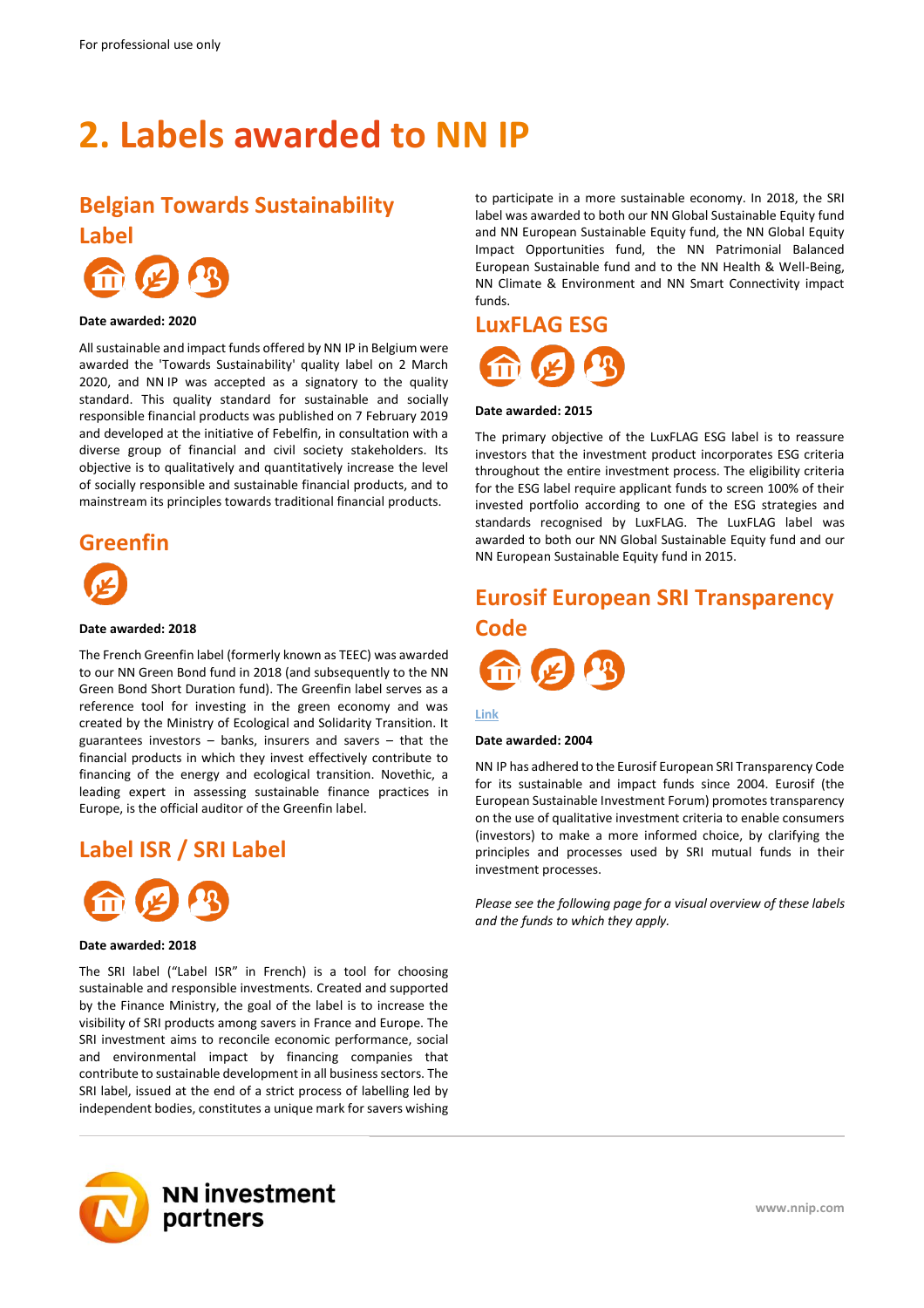# 2. Labels awarded to NN IP

## Belgian Towards Sustainability Label

**Date awarded: 2020**

All sustainable and impact funds offered by NN IP in Belgium were awarded the 'Towards Sustainability' quality label on 2 March 2020, and NN IP was accepted as a signatory to the quality standard. This quality standard for sustainable and socially responsible financial products was published on 7 February 2019 and developed at the initiative of Febelfin, in consultation with a diverse group of financial and civil society stakeholders. Its objective is to qualitatively and quantitatively increase the level of socially responsible and sustainable financial products, and to mainstream its principles towards traditional financial products.

## Greenfin

**Date awarded: 2018**

The French Greenfin label (formerly known as TEEC) was awarded to our NN Green Bond fund in 2018 (and subsequently to the NN Green Bond Short Duration fund). The Greenfin label serves as a reference tool for investing in the green economy and was created by the Ministry of Ecological and Solidarity Transition. It guarantees investors – banks, insurers and savers – that the financial products in which they invest effectively contribute to financing of the energy and ecological transition. Novethic, a leading expert in assessing sustainable finance practices in Europe, is the official auditor of the Greenfin label.

## Label ISR / SRI Label

**Date awarded: 2018**

The SRI label ("Label ISR" in French) is a tool for choosing sustainable and responsible investments. Created and supported by the Finance Ministry, the goal of the label is to increase the visibility of SRI products among savers in France and Europe. The SRI investment aims to reconcile economic performance, social and environmental impact by financing companies that contribute to sustainable development in all business sectors. The SRI label, issued at the end of a strict process of labelling led by independent bodies, constitutes a unique mark for savers wishing to participate in a more sustainable economy. In 2018, the SRI label was awarded to both our NN Global Sustainable Equity fund and NN European Sustainable Equity fund, the NN Global Equity Impact Opportunities fund, the NN Patrimonial Balanced European Sustainable fund and to the NN Health & Well-Being, NN Climate & Environment and NN Smart Connectivity impact funds.

## LuxFLAG ESG

**Date awarded: 2015**

The primary objective of the LuxFLAG ESG label is to reassure investors that the investment product incorporates ESG criteria throughout the entire investment process. The eligibility criteria for the ESG label require applicant funds to screen 100% of their invested portfolio according to one of the ESG strategies and standards recognised by LuxFLAG. The LuxFLAG label was awarded to both our NN Global Sustainable Equity fund and our NN European Sustainable Equity fund in 2015.

## Eurosif European SRI Transparency Code

Link

**Date awarded: 2004**

NN IP has adhered to the Eurosif European SRI Transparency Code for its sustainable and impact funds since 2004. Eurosif (the European Sustainable Investment Forum) promotes transparency on the use of qualitative investment criteria to enable consumers (investors) to make a more informed choice, by clarifying the principles and processes used by SRI mutual funds in their investment processes.

*Please see the following page for a visual overview of these labels and the funds to which they apply.*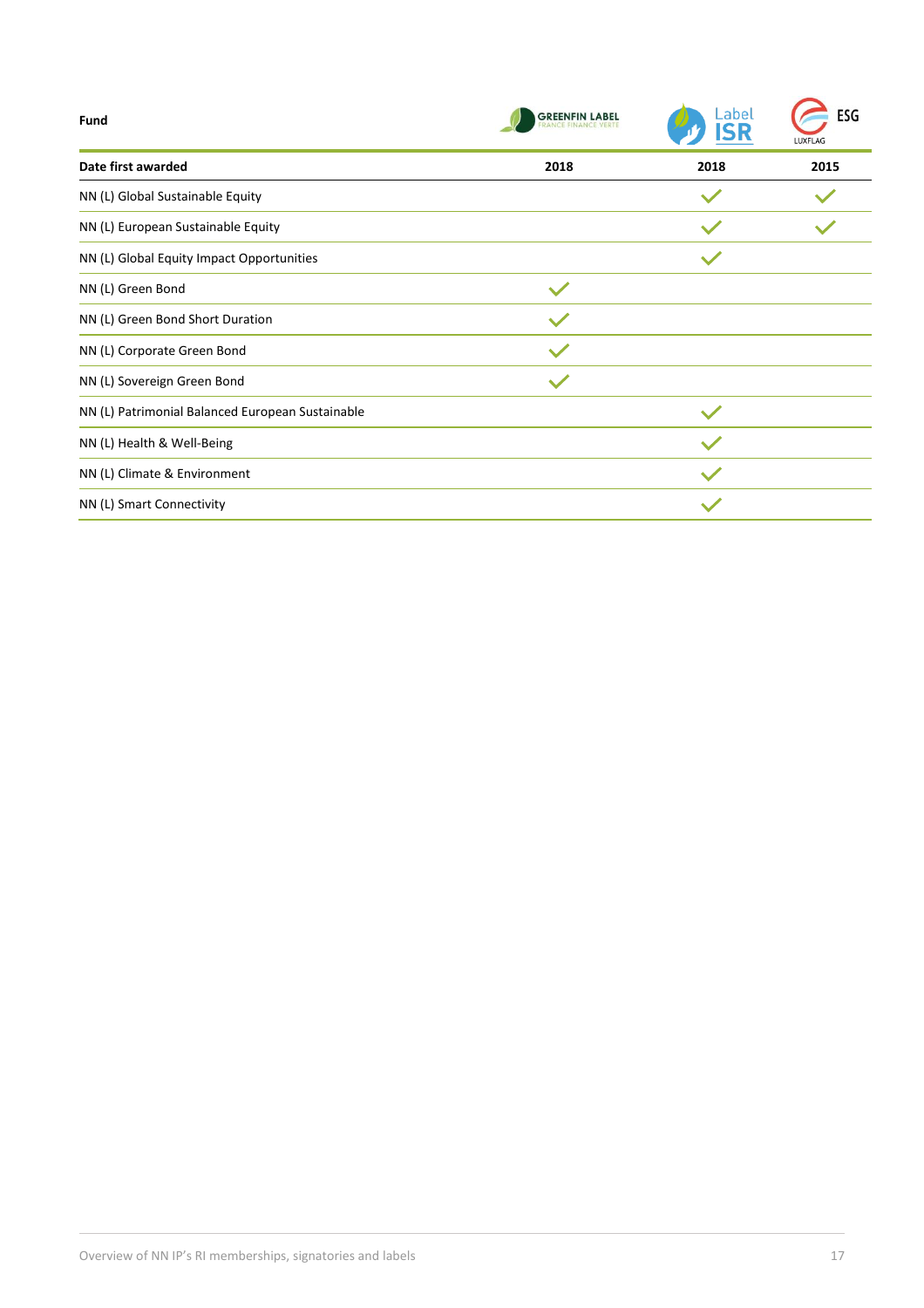| Fund | GREENFIN LABEL FRANCE FINANCE VERTE | Label ISR | ESG LUXFLAG |
|---|---|---|---|
| **Date first awarded** | **2018** | **2018** | **2015** |
| NN (L) Global Sustainable Equity | | ✓ | ✓ |
| NN (L) European Sustainable Equity | | ✓ | ✓ |
| NN (L) Global Equity Impact Opportunities | | ✓ | |
| NN (L) Green Bond | ✓ | | |
| NN (L) Green Bond Short Duration | ✓ | | |
| NN (L) Corporate Green Bond | ✓ | | |
| NN (L) Sovereign Green Bond | ✓ | | |
| NN (L) Patrimonial Balanced European Sustainable | | ✓ | |
| NN (L) Health & Well-Being | | ✓ | |
| NN (L) Climate & Environment | | ✓ | |
| NN (L) Smart Connectivity | | ✓ | |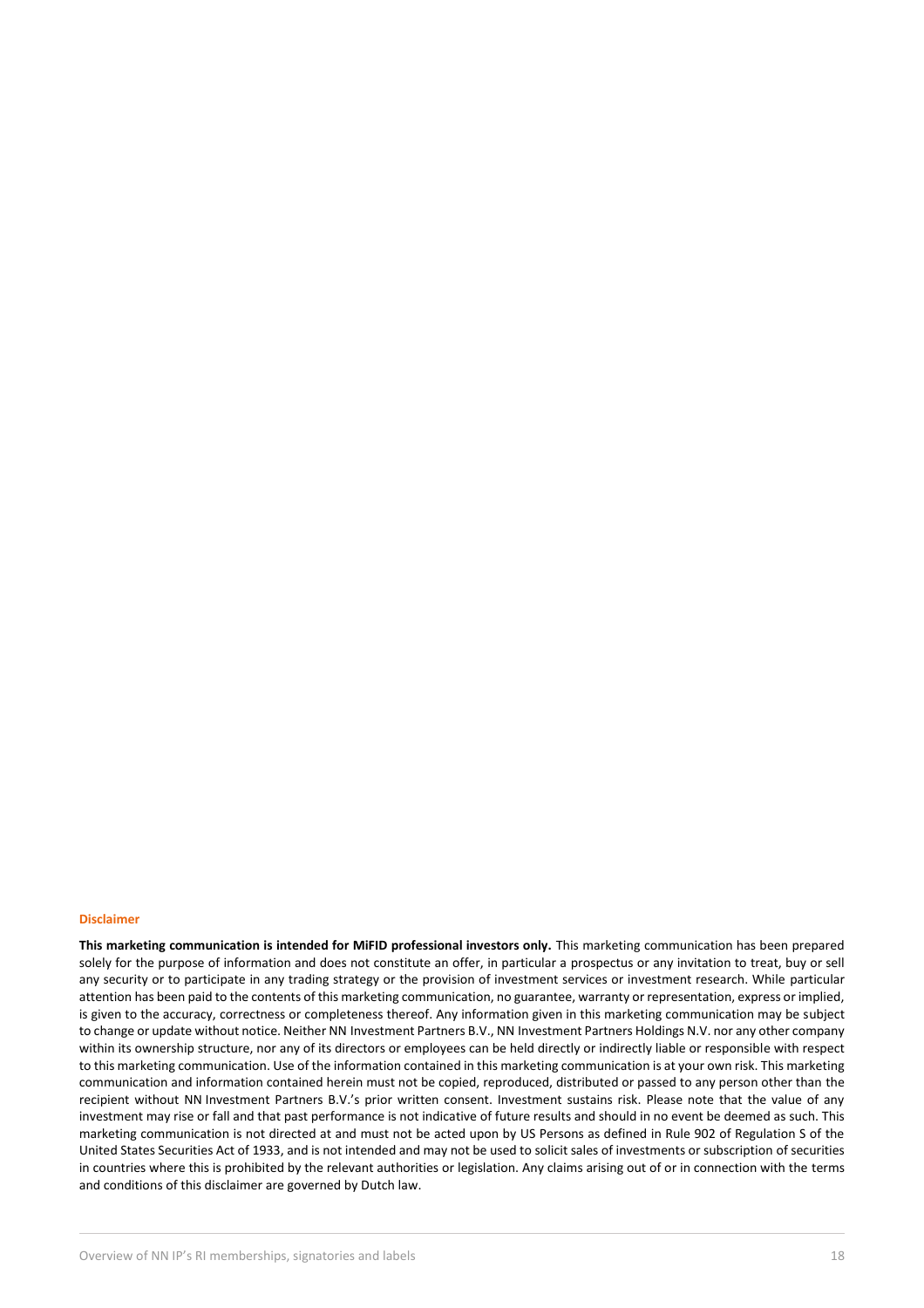**Disclaimer**

**This marketing communication is intended for MiFID professional investors only.** This marketing communication has been prepared solely for the purpose of information and does not constitute an offer, in particular a prospectus or any invitation to treat, buy or sell any security or to participate in any trading strategy or the provision of investment services or investment research. While particular attention has been paid to the contents of this marketing communication, no guarantee, warranty or representation, express or implied, is given to the accuracy, correctness or completeness thereof. Any information given in this marketing communication may be subject to change or update without notice. Neither NN Investment Partners B.V., NN Investment Partners Holdings N.V. nor any other company within its ownership structure, nor any of its directors or employees can be held directly or indirectly liable or responsible with respect to this marketing communication. Use of the information contained in this marketing communication is at your own risk. This marketing communication and information contained herein must not be copied, reproduced, distributed or passed to any person other than the recipient without NN Investment Partners B.V.'s prior written consent. Investment sustains risk. Please note that the value of any investment may rise or fall and that past performance is not indicative of future results and should in no event be deemed as such. This marketing communication is not directed at and must not be acted upon by US Persons as defined in Rule 902 of Regulation S of the United States Securities Act of 1933, and is not intended and may not be used to solicit sales of investments or subscription of securities in countries where this is prohibited by the relevant authorities or legislation. Any claims arising out of or in connection with the terms and conditions of this disclaimer are governed by Dutch law.